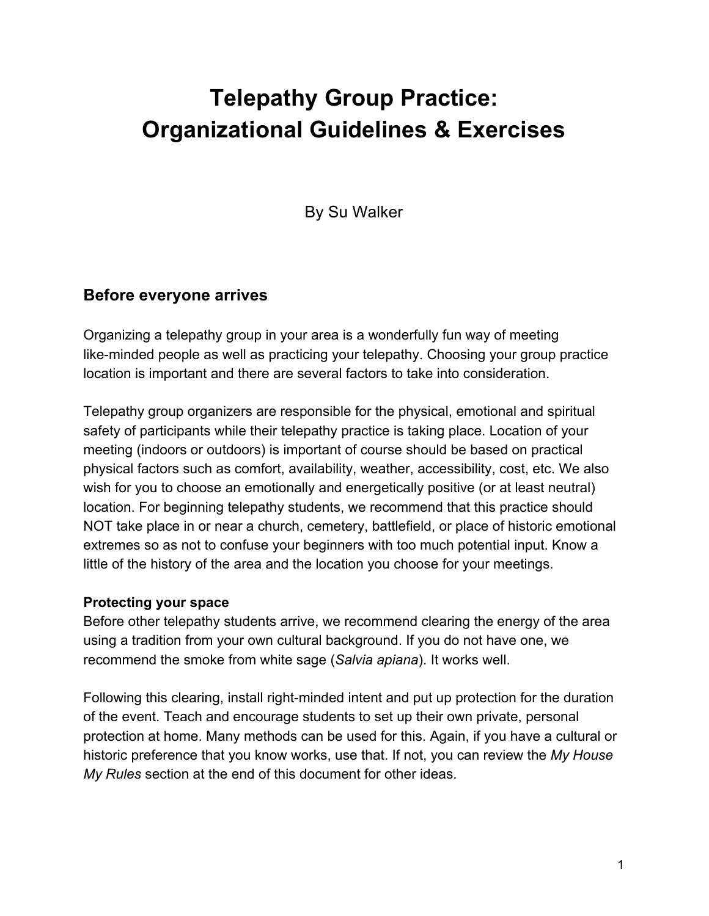# Telepathy Group Practice: Organizational Guidelines & Exercises

By Su Walker

## Before everyone arrives

Organizing a telepathy group in your area is a wonderfully fun way of meeting like-minded people as well as practicing your telepathy. Choosing your group practice location is important and there are several factors to take into consideration.

Telepathy group organizers are responsible for the physical, emotional and spiritual safety of participants while their telepathy practice is taking place. Location of your meeting (indoors or outdoors) is important of course should be based on practical physical factors such as comfort, availability, weather, accessibility, cost, etc. We also wish for you to choose an emotionally and energetically positive (or at least neutral) location. For beginning telepathy students, we recommend that this practice should NOT take place in or near a church, cemetery, battlefield, or place of historic emotional extremes so as not to confuse your beginners with too much potential input. Know a little of the history of the area and the location you choose for your meetings.

### Protecting your space

Before other telepathy students arrive, we recommend clearing the energy of the area using a tradition from your own cultural background. If you do not have one, we recommend the smoke from white sage (*Salvia apiana*). It works well.

Following this clearing, install right-minded intent and put up protection for the duration of the event. Teach and encourage students to set up their own private, personal protection at home. Many methods can be used for this. Again, if you have a cultural or historic preference that you know works, use that. If not, you can review the *My House My Rules* section at the end of this document for other ideas.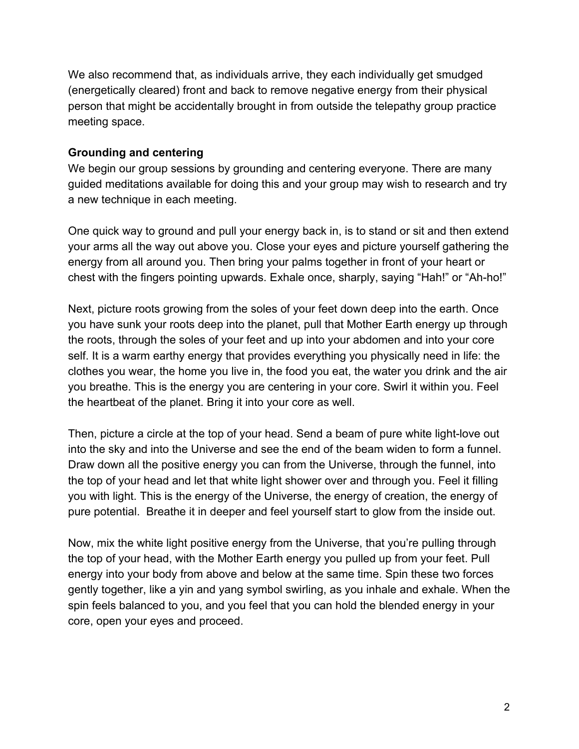We also recommend that, as individuals arrive, they each individually get smudged (energetically cleared) front and back to remove negative energy from their physical person that might be accidentally brought in from outside the telepathy group practice meeting space.

**Grounding and centering**

We begin our group sessions by grounding and centering everyone. There are many guided meditations available for doing this and your group may wish to research and try a new technique in each meeting.

One quick way to ground and pull your energy back in, is to stand or sit and then extend your arms all the way out above you. Close your eyes and picture yourself gathering the energy from all around you. Then bring your palms together in front of your heart or chest with the fingers pointing upwards. Exhale once, sharply, saying "Hah!" or "Ah-ho!"

Next, picture roots growing from the soles of your feet down deep into the earth. Once you have sunk your roots deep into the planet, pull that Mother Earth energy up through the roots, through the soles of your feet and up into your abdomen and into your core self. It is a warm earthy energy that provides everything you physically need in life: the clothes you wear, the home you live in, the food you eat, the water you drink and the air you breathe. This is the energy you are centering in your core. Swirl it within you. Feel the heartbeat of the planet. Bring it into your core as well.

Then, picture a circle at the top of your head. Send a beam of pure white light-love out into the sky and into the Universe and see the end of the beam widen to form a funnel. Draw down all the positive energy you can from the Universe, through the funnel, into the top of your head and let that white light shower over and through you. Feel it filling you with light. This is the energy of the Universe, the energy of creation, the energy of pure potential. Breathe it in deeper and feel yourself start to glow from the inside out.

Now, mix the white light positive energy from the Universe, that you're pulling through the top of your head, with the Mother Earth energy you pulled up from your feet. Pull energy into your body from above and below at the same time. Spin these two forces gently together, like a yin and yang symbol swirling, as you inhale and exhale. When the spin feels balanced to you, and you feel that you can hold the blended energy in your core, open your eyes and proceed.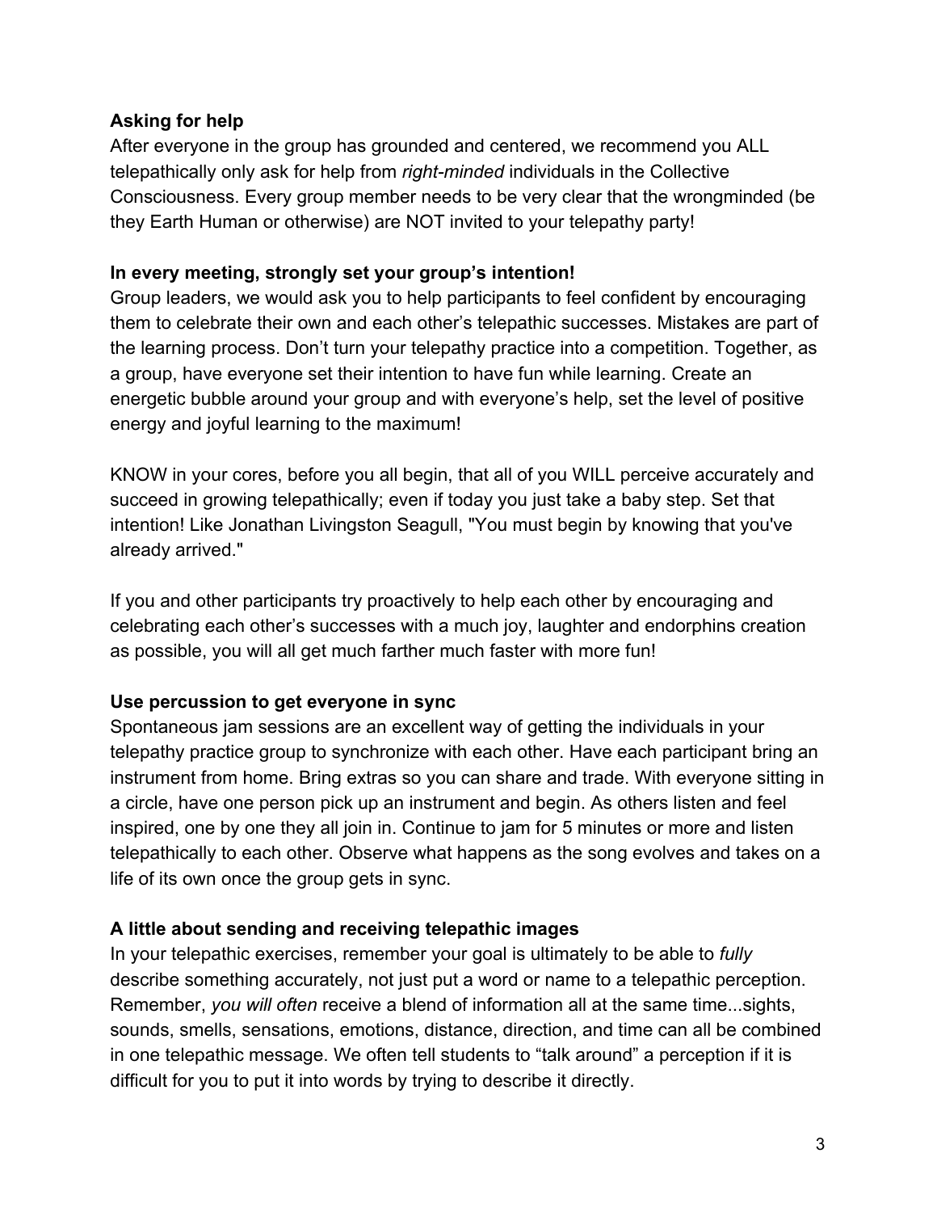**Asking for help**

After everyone in the group has grounded and centered, we recommend you ALL telepathically only ask for help from *right-minded* individuals in the Collective Consciousness. Every group member needs to be very clear that the wrongminded (be they Earth Human or otherwise) are NOT invited to your telepathy party!

**In every meeting, strongly set your group's intention!**

Group leaders, we would ask you to help participants to feel confident by encouraging them to celebrate their own and each other's telepathic successes. Mistakes are part of the learning process. Don't turn your telepathy practice into a competition. Together, as a group, have everyone set their intention to have fun while learning. Create an energetic bubble around your group and with everyone's help, set the level of positive energy and joyful learning to the maximum!

KNOW in your cores, before you all begin, that all of you WILL perceive accurately and succeed in growing telepathically; even if today you just take a baby step. Set that intention! Like Jonathan Livingston Seagull, "You must begin by knowing that you've already arrived."

If you and other participants try proactively to help each other by encouraging and celebrating each other's successes with a much joy, laughter and endorphins creation as possible, you will all get much farther much faster with more fun!

**Use percussion to get everyone in sync**

Spontaneous jam sessions are an excellent way of getting the individuals in your telepathy practice group to synchronize with each other. Have each participant bring an instrument from home. Bring extras so you can share and trade. With everyone sitting in a circle, have one person pick up an instrument and begin. As others listen and feel inspired, one by one they all join in. Continue to jam for 5 minutes or more and listen telepathically to each other. Observe what happens as the song evolves and takes on a life of its own once the group gets in sync.

**A little about sending and receiving telepathic images**

In your telepathic exercises, remember your goal is ultimately to be able to *fully* describe something accurately, not just put a word or name to a telepathic perception. Remember, *you will often* receive a blend of information all at the same time...sights, sounds, smells, sensations, emotions, distance, direction, and time can all be combined in one telepathic message. We often tell students to "talk around" a perception if it is difficult for you to put it into words by trying to describe it directly.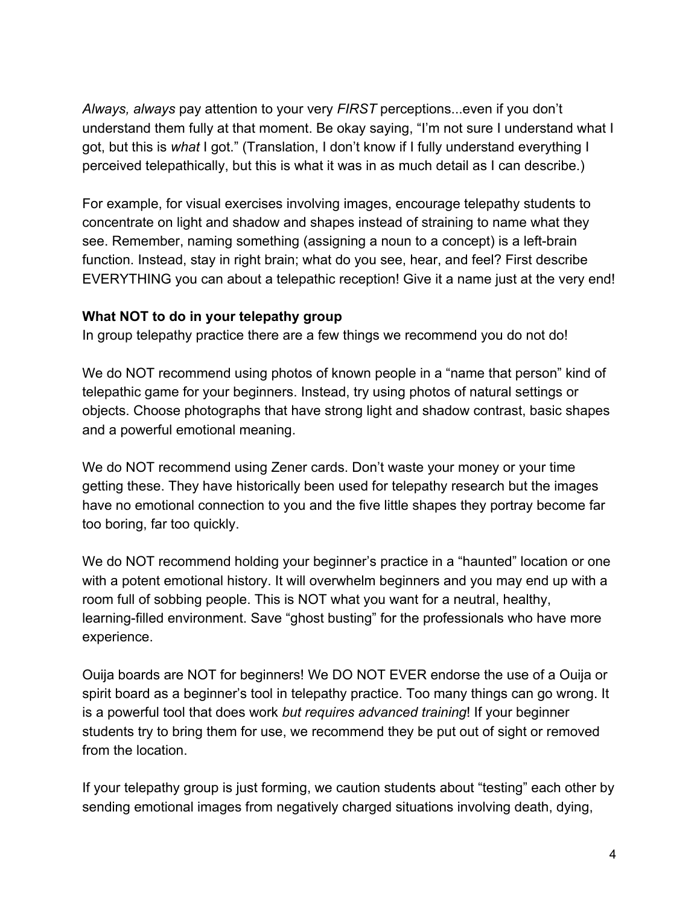*Always, always* pay attention to your very *FIRST* perceptions...even if you don't understand them fully at that moment. Be okay saying, "I'm not sure I understand what I got, but this is *what* I got." (Translation, I don't know if I fully understand everything I perceived telepathically, but this is what it was in as much detail as I can describe.)

For example, for visual exercises involving images, encourage telepathy students to concentrate on light and shadow and shapes instead of straining to name what they see. Remember, naming something (assigning a noun to a concept) is a left-brain function. Instead, stay in right brain; what do you see, hear, and feel? First describe EVERYTHING you can about a telepathic reception! Give it a name just at the very end!

**What NOT to do in your telepathy group**

In group telepathy practice there are a few things we recommend you do not do!

We do NOT recommend using photos of known people in a "name that person" kind of telepathic game for your beginners. Instead, try using photos of natural settings or objects. Choose photographs that have strong light and shadow contrast, basic shapes and a powerful emotional meaning.

We do NOT recommend using Zener cards. Don't waste your money or your time getting these. They have historically been used for telepathy research but the images have no emotional connection to you and the five little shapes they portray become far too boring, far too quickly.

We do NOT recommend holding your beginner's practice in a "haunted" location or one with a potent emotional history. It will overwhelm beginners and you may end up with a room full of sobbing people. This is NOT what you want for a neutral, healthy, learning-filled environment. Save "ghost busting" for the professionals who have more experience.

Ouija boards are NOT for beginners! We DO NOT EVER endorse the use of a Ouija or spirit board as a beginner's tool in telepathy practice. Too many things can go wrong. It is a powerful tool that does work *but requires advanced training*! If your beginner students try to bring them for use, we recommend they be put out of sight or removed from the location.

If your telepathy group is just forming, we caution students about "testing" each other by sending emotional images from negatively charged situations involving death, dying,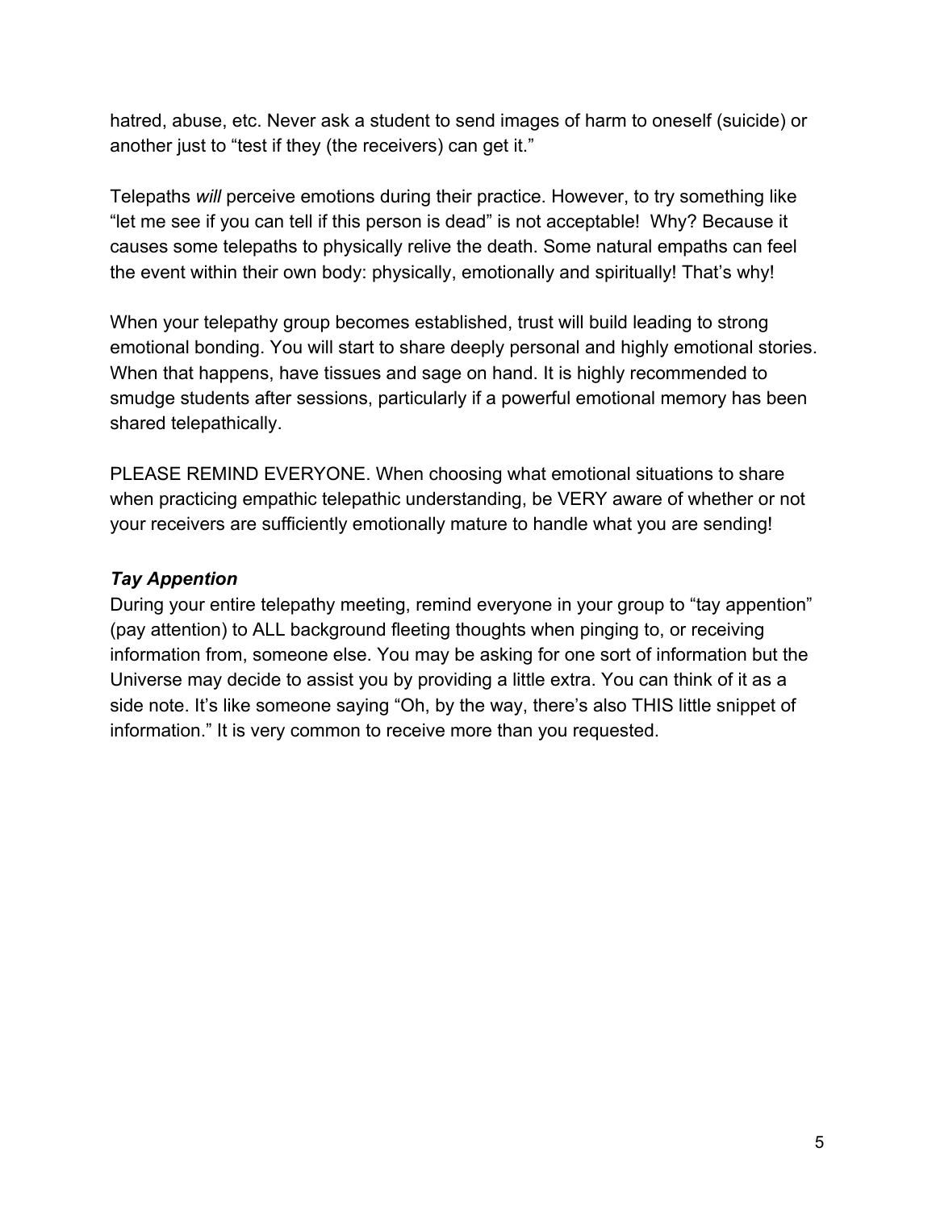hatred, abuse, etc. Never ask a student to send images of harm to oneself (suicide) or another just to "test if they (the receivers) can get it."

Telepaths *will* perceive emotions during their practice. However, to try something like "let me see if you can tell if this person is dead" is not acceptable! Why? Because it causes some telepaths to physically relive the death. Some natural empaths can feel the event within their own body: physically, emotionally and spiritually! That's why!

When your telepathy group becomes established, trust will build leading to strong emotional bonding. You will start to share deeply personal and highly emotional stories. When that happens, have tissues and sage on hand. It is highly recommended to smudge students after sessions, particularly if a powerful emotional memory has been shared telepathically.

PLEASE REMIND EVERYONE. When choosing what emotional situations to share when practicing empathic telepathic understanding, be VERY aware of whether or not your receivers are sufficiently emotionally mature to handle what you are sending!

### ***Tay Appention***

During your entire telepathy meeting, remind everyone in your group to "tay appention" (pay attention) to ALL background fleeting thoughts when pinging to, or receiving information from, someone else. You may be asking for one sort of information but the Universe may decide to assist you by providing a little extra. You can think of it as a side note. It's like someone saying "Oh, by the way, there's also THIS little snippet of information." It is very common to receive more than you requested.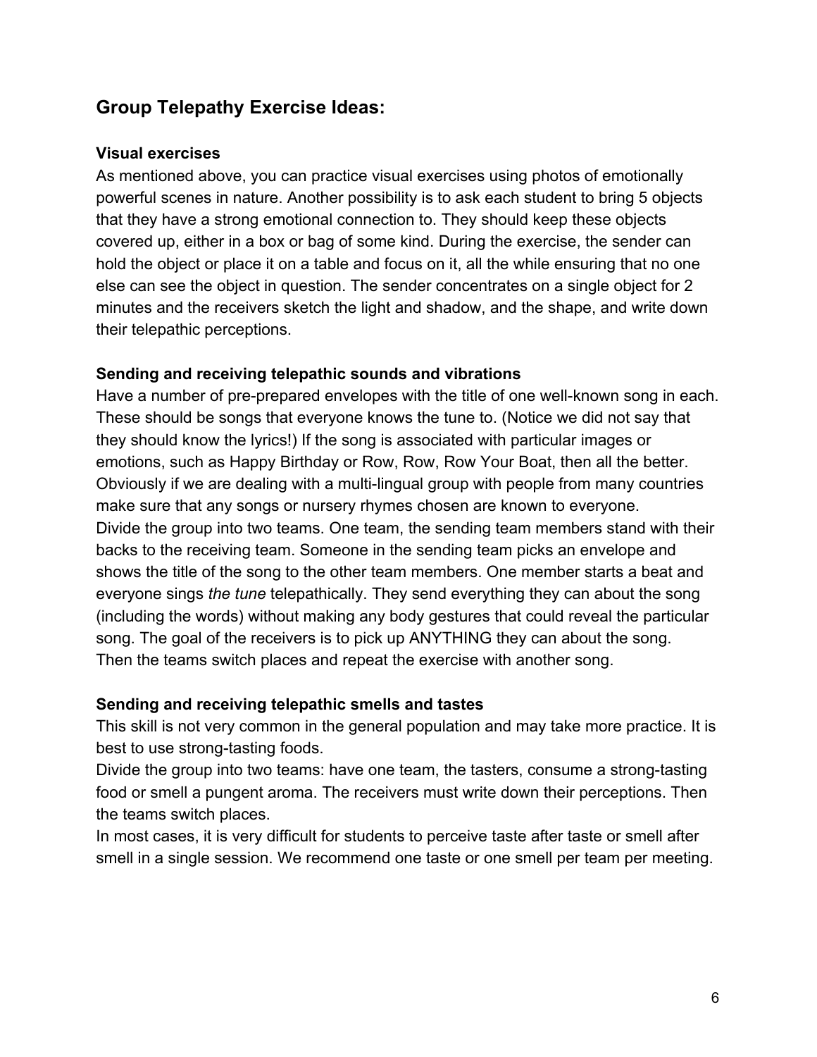## Group Telepathy Exercise Ideas:

### Visual exercises

As mentioned above, you can practice visual exercises using photos of emotionally powerful scenes in nature. Another possibility is to ask each student to bring 5 objects that they have a strong emotional connection to. They should keep these objects covered up, either in a box or bag of some kind. During the exercise, the sender can hold the object or place it on a table and focus on it, all the while ensuring that no one else can see the object in question. The sender concentrates on a single object for 2 minutes and the receivers sketch the light and shadow, and the shape, and write down their telepathic perceptions.

### Sending and receiving telepathic sounds and vibrations

Have a number of pre-prepared envelopes with the title of one well-known song in each. These should be songs that everyone knows the tune to. (Notice we did not say that they should know the lyrics!) If the song is associated with particular images or emotions, such as Happy Birthday or Row, Row, Row Your Boat, then all the better. Obviously if we are dealing with a multi-lingual group with people from many countries make sure that any songs or nursery rhymes chosen are known to everyone.

Divide the group into two teams. One team, the sending team members stand with their backs to the receiving team. Someone in the sending team picks an envelope and shows the title of the song to the other team members. One member starts a beat and everyone sings *the tune* telepathically. They send everything they can about the song (including the words) without making any body gestures that could reveal the particular song. The goal of the receivers is to pick up ANYTHING they can about the song. Then the teams switch places and repeat the exercise with another song.

### Sending and receiving telepathic smells and tastes

This skill is not very common in the general population and may take more practice. It is best to use strong-tasting foods.

Divide the group into two teams: have one team, the tasters, consume a strong-tasting food or smell a pungent aroma. The receivers must write down their perceptions. Then the teams switch places.

In most cases, it is very difficult for students to perceive taste after taste or smell after smell in a single session. We recommend one taste or one smell per team per meeting.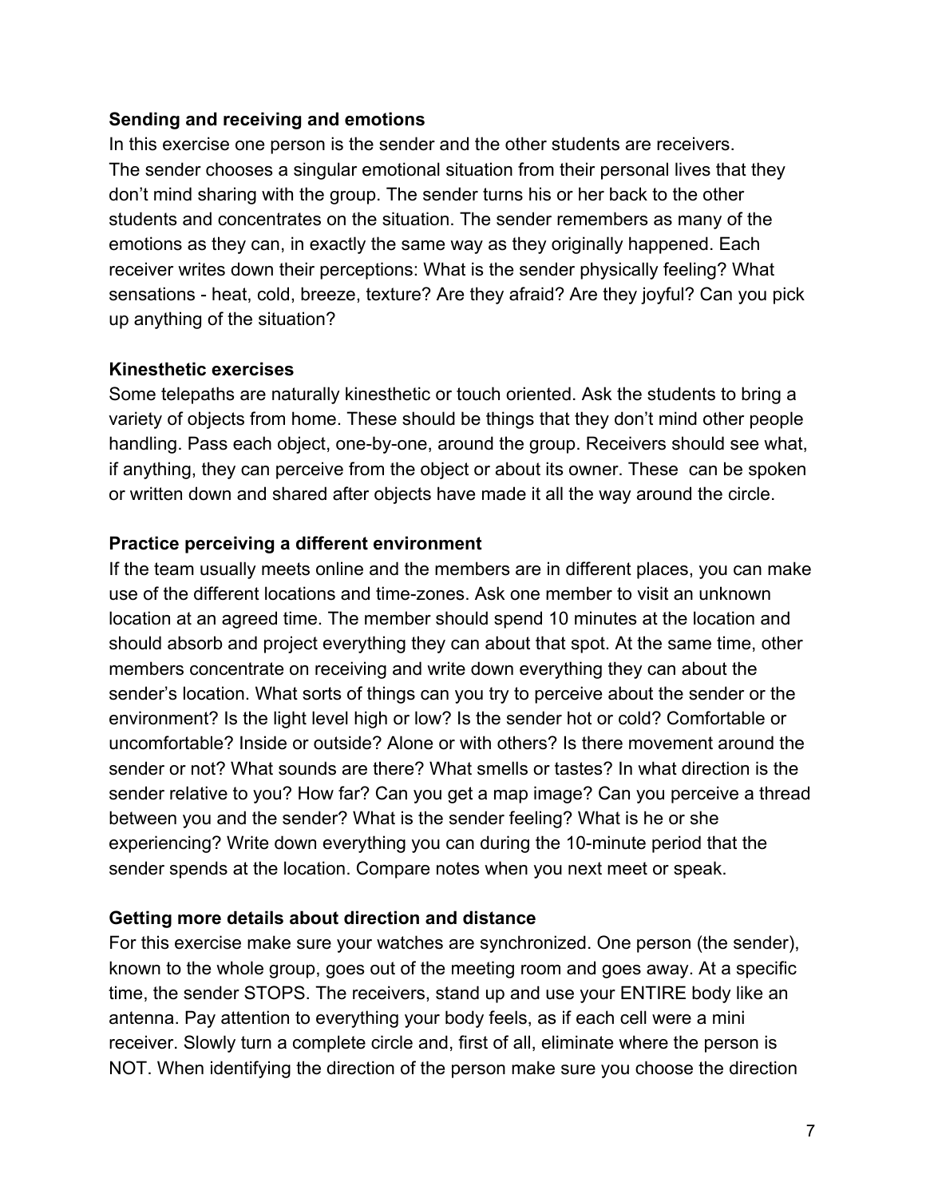**Sending and receiving and emotions**

In this exercise one person is the sender and the other students are receivers. The sender chooses a singular emotional situation from their personal lives that they don't mind sharing with the group. The sender turns his or her back to the other students and concentrates on the situation. The sender remembers as many of the emotions as they can, in exactly the same way as they originally happened. Each receiver writes down their perceptions: What is the sender physically feeling? What sensations - heat, cold, breeze, texture? Are they afraid? Are they joyful? Can you pick up anything of the situation?

**Kinesthetic exercises**

Some telepaths are naturally kinesthetic or touch oriented. Ask the students to bring a variety of objects from home. These should be things that they don't mind other people handling. Pass each object, one-by-one, around the group. Receivers should see what, if anything, they can perceive from the object or about its owner. These can be spoken or written down and shared after objects have made it all the way around the circle.

**Practice perceiving a different environment**

If the team usually meets online and the members are in different places, you can make use of the different locations and time-zones. Ask one member to visit an unknown location at an agreed time. The member should spend 10 minutes at the location and should absorb and project everything they can about that spot. At the same time, other members concentrate on receiving and write down everything they can about the sender's location. What sorts of things can you try to perceive about the sender or the environment? Is the light level high or low? Is the sender hot or cold? Comfortable or uncomfortable? Inside or outside? Alone or with others? Is there movement around the sender or not? What sounds are there? What smells or tastes? In what direction is the sender relative to you? How far? Can you get a map image? Can you perceive a thread between you and the sender? What is the sender feeling? What is he or she experiencing? Write down everything you can during the 10-minute period that the sender spends at the location. Compare notes when you next meet or speak.

**Getting more details about direction and distance**

For this exercise make sure your watches are synchronized. One person (the sender), known to the whole group, goes out of the meeting room and goes away. At a specific time, the sender STOPS. The receivers, stand up and use your ENTIRE body like an antenna. Pay attention to everything your body feels, as if each cell were a mini receiver. Slowly turn a complete circle and, first of all, eliminate where the person is NOT. When identifying the direction of the person make sure you choose the direction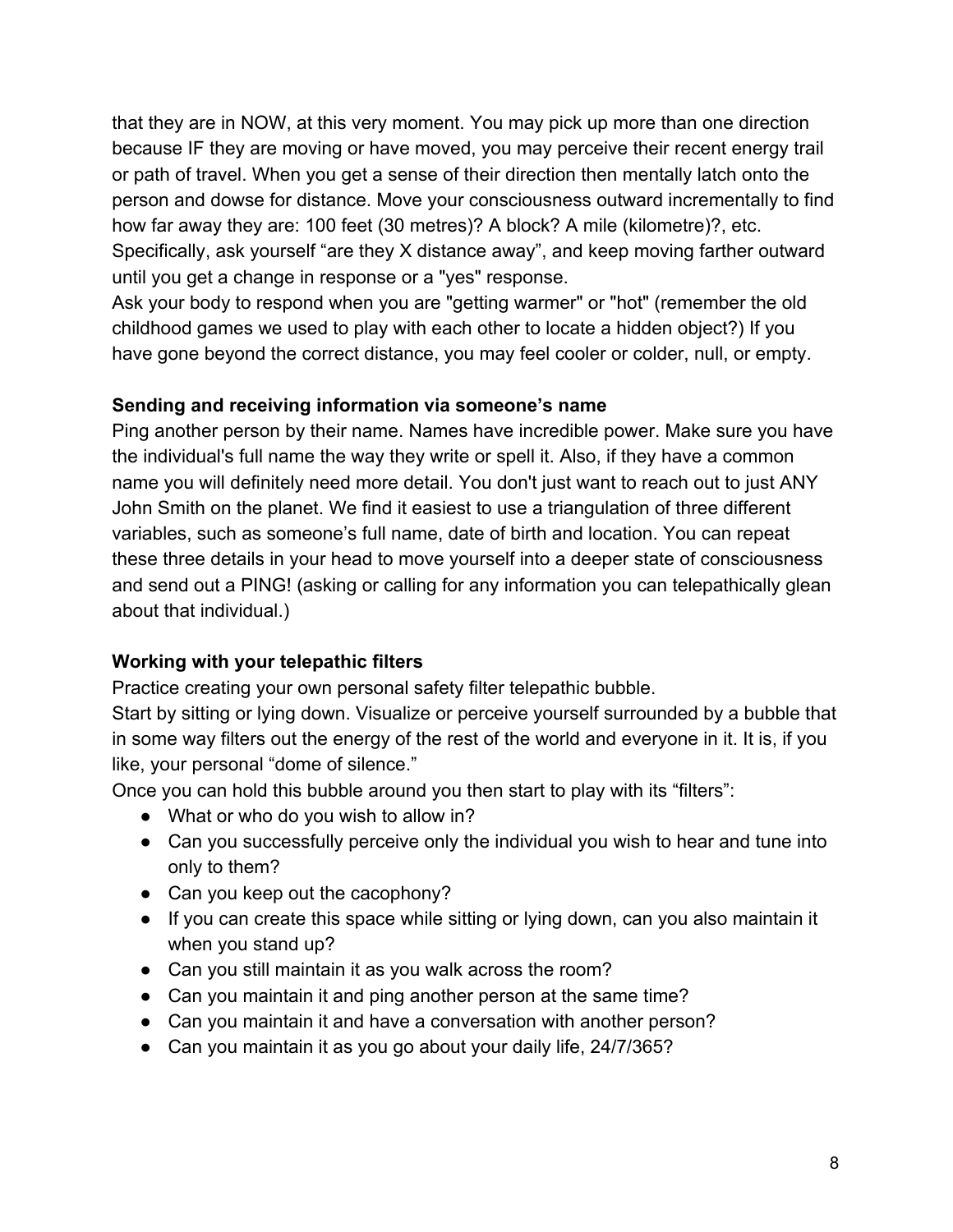that they are in NOW, at this very moment. You may pick up more than one direction because IF they are moving or have moved, you may perceive their recent energy trail or path of travel. When you get a sense of their direction then mentally latch onto the person and dowse for distance. Move your consciousness outward incrementally to find how far away they are: 100 feet (30 metres)? A block? A mile (kilometre)?, etc. Specifically, ask yourself "are they X distance away", and keep moving farther outward until you get a change in response or a "yes" response.
Ask your body to respond when you are "getting warmer" or "hot" (remember the old childhood games we used to play with each other to locate a hidden object?) If you have gone beyond the correct distance, you may feel cooler or colder, null, or empty.

**Sending and receiving information via someone's name**
Ping another person by their name. Names have incredible power. Make sure you have the individual's full name the way they write or spell it. Also, if they have a common name you will definitely need more detail. You don't just want to reach out to just ANY John Smith on the planet. We find it easiest to use a triangulation of three different variables, such as someone's full name, date of birth and location. You can repeat these three details in your head to move yourself into a deeper state of consciousness and send out a PING! (asking or calling for any information you can telepathically glean about that individual.)

**Working with your telepathic filters**
Practice creating your own personal safety filter telepathic bubble.
Start by sitting or lying down. Visualize or perceive yourself surrounded by a bubble that in some way filters out the energy of the rest of the world and everyone in it. It is, if you like, your personal "dome of silence."
Once you can hold this bubble around you then start to play with its "filters":

- What or who do you wish to allow in?
- Can you successfully perceive only the individual you wish to hear and tune into only to them?
- Can you keep out the cacophony?
- If you can create this space while sitting or lying down, can you also maintain it when you stand up?
- Can you still maintain it as you walk across the room?
- Can you maintain it and ping another person at the same time?
- Can you maintain it and have a conversation with another person?
- Can you maintain it as you go about your daily life, 24/7/365?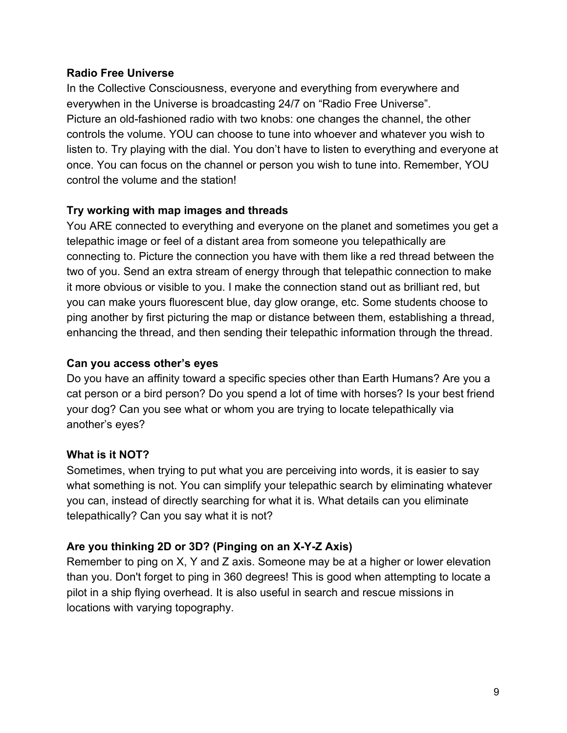**Radio Free Universe**

In the Collective Consciousness, everyone and everything from everywhere and everywhen in the Universe is broadcasting 24/7 on “Radio Free Universe”.
Picture an old-fashioned radio with two knobs: one changes the channel, the other controls the volume. YOU can choose to tune into whoever and whatever you wish to listen to. Try playing with the dial. You don’t have to listen to everything and everyone at once. You can focus on the channel or person you wish to tune into. Remember, YOU control the volume and the station!

**Try working with map images and threads**

You ARE connected to everything and everyone on the planet and sometimes you get a telepathic image or feel of a distant area from someone you telepathically are connecting to. Picture the connection you have with them like a red thread between the two of you. Send an extra stream of energy through that telepathic connection to make it more obvious or visible to you. I make the connection stand out as brilliant red, but you can make yours fluorescent blue, day glow orange, etc. Some students choose to ping another by first picturing the map or distance between them, establishing a thread, enhancing the thread, and then sending their telepathic information through the thread.

**Can you access other’s eyes**

Do you have an affinity toward a specific species other than Earth Humans? Are you a cat person or a bird person? Do you spend a lot of time with horses? Is your best friend your dog? Can you see what or whom you are trying to locate telepathically via another’s eyes?

**What is it NOT?**

Sometimes, when trying to put what you are perceiving into words, it is easier to say what something is not. You can simplify your telepathic search by eliminating whatever you can, instead of directly searching for what it is. What details can you eliminate telepathically? Can you say what it is not?

**Are you thinking 2D or 3D? (Pinging on an X-Y-Z Axis)**

Remember to ping on X, Y and Z axis. Someone may be at a higher or lower elevation than you. Don't forget to ping in 360 degrees! This is good when attempting to locate a pilot in a ship flying overhead. It is also useful in search and rescue missions in locations with varying topography.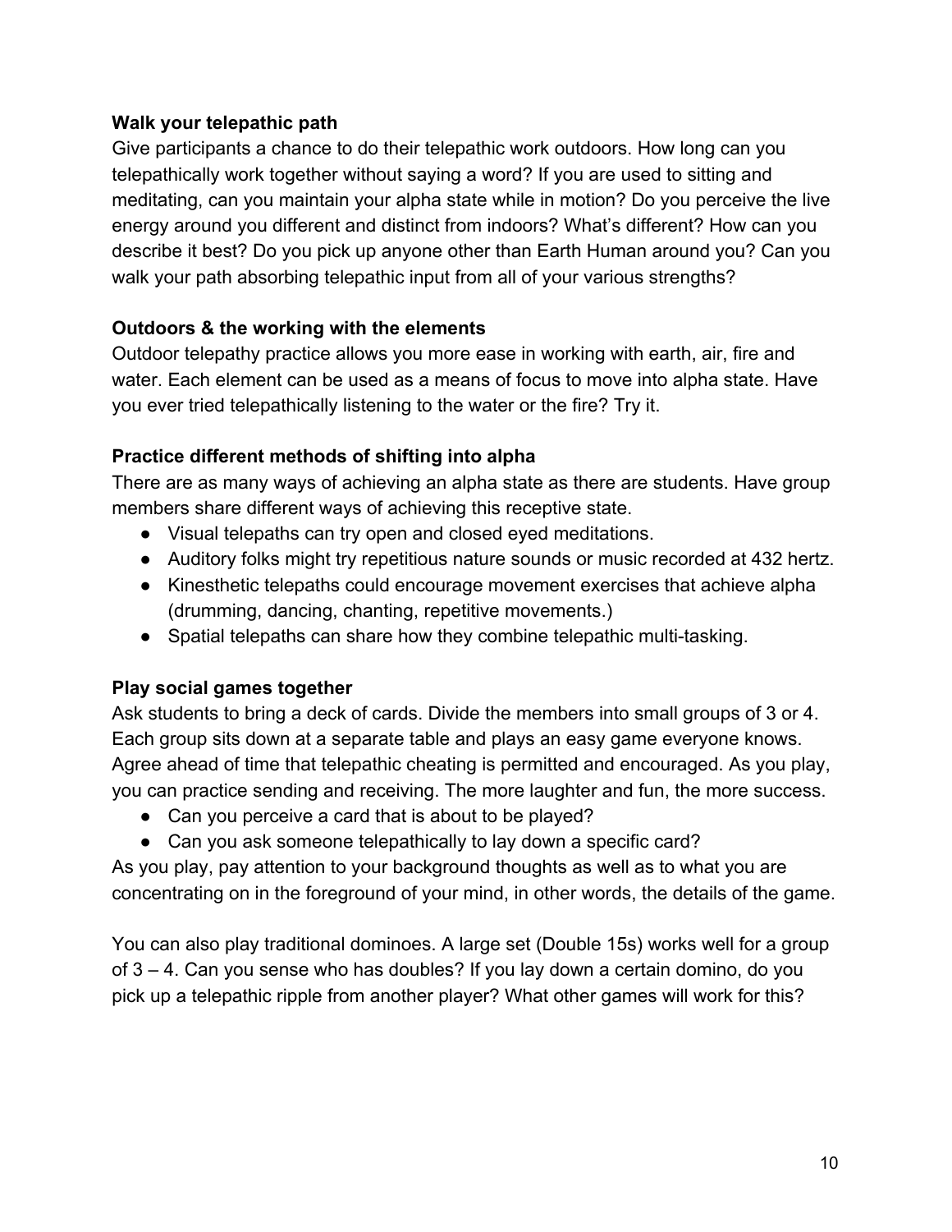**Walk your telepathic path**

Give participants a chance to do their telepathic work outdoors. How long can you telepathically work together without saying a word? If you are used to sitting and meditating, can you maintain your alpha state while in motion? Do you perceive the live energy around you different and distinct from indoors? What's different? How can you describe it best? Do you pick up anyone other than Earth Human around you? Can you walk your path absorbing telepathic input from all of your various strengths?

**Outdoors & the working with the elements**

Outdoor telepathy practice allows you more ease in working with earth, air, fire and water. Each element can be used as a means of focus to move into alpha state. Have you ever tried telepathically listening to the water or the fire? Try it.

**Practice different methods of shifting into alpha**

There are as many ways of achieving an alpha state as there are students. Have group members share different ways of achieving this receptive state.

- Visual telepaths can try open and closed eyed meditations.
- Auditory folks might try repetitious nature sounds or music recorded at 432 hertz.
- Kinesthetic telepaths could encourage movement exercises that achieve alpha (drumming, dancing, chanting, repetitive movements.)
- Spatial telepaths can share how they combine telepathic multi-tasking.

**Play social games together**

Ask students to bring a deck of cards. Divide the members into small groups of 3 or 4. Each group sits down at a separate table and plays an easy game everyone knows. Agree ahead of time that telepathic cheating is permitted and encouraged. As you play, you can practice sending and receiving. The more laughter and fun, the more success.

- Can you perceive a card that is about to be played?
- Can you ask someone telepathically to lay down a specific card?

As you play, pay attention to your background thoughts as well as to what you are concentrating on in the foreground of your mind, in other words, the details of the game.

You can also play traditional dominoes. A large set (Double 15s) works well for a group of 3 – 4. Can you sense who has doubles? If you lay down a certain domino, do you pick up a telepathic ripple from another player? What other games will work for this?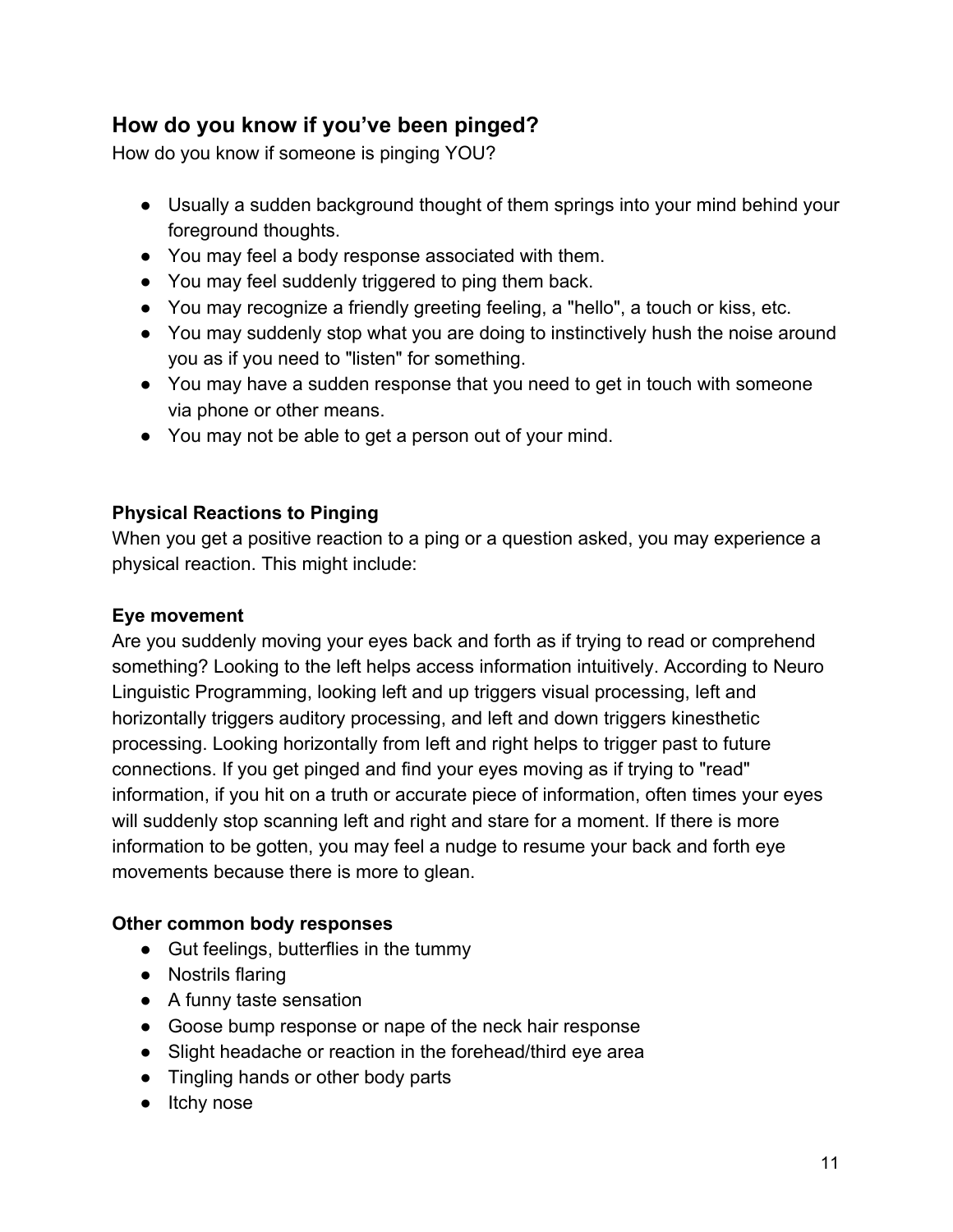## How do you know if you've been pinged?

How do you know if someone is pinging YOU?

- Usually a sudden background thought of them springs into your mind behind your foreground thoughts.
- You may feel a body response associated with them.
- You may feel suddenly triggered to ping them back.
- You may recognize a friendly greeting feeling, a "hello", a touch or kiss, etc.
- You may suddenly stop what you are doing to instinctively hush the noise around you as if you need to "listen" for something.
- You may have a sudden response that you need to get in touch with someone via phone or other means.
- You may not be able to get a person out of your mind.

**Physical Reactions to Pinging**

When you get a positive reaction to a ping or a question asked, you may experience a physical reaction. This might include:

**Eye movement**

Are you suddenly moving your eyes back and forth as if trying to read or comprehend something? Looking to the left helps access information intuitively. According to Neuro Linguistic Programming, looking left and up triggers visual processing, left and horizontally triggers auditory processing, and left and down triggers kinesthetic processing. Looking horizontally from left and right helps to trigger past to future connections. If you get pinged and find your eyes moving as if trying to "read" information, if you hit on a truth or accurate piece of information, often times your eyes will suddenly stop scanning left and right and stare for a moment. If there is more information to be gotten, you may feel a nudge to resume your back and forth eye movements because there is more to glean.

**Other common body responses**

- Gut feelings, butterflies in the tummy
- Nostrils flaring
- A funny taste sensation
- Goose bump response or nape of the neck hair response
- Slight headache or reaction in the forehead/third eye area
- Tingling hands or other body parts
- Itchy nose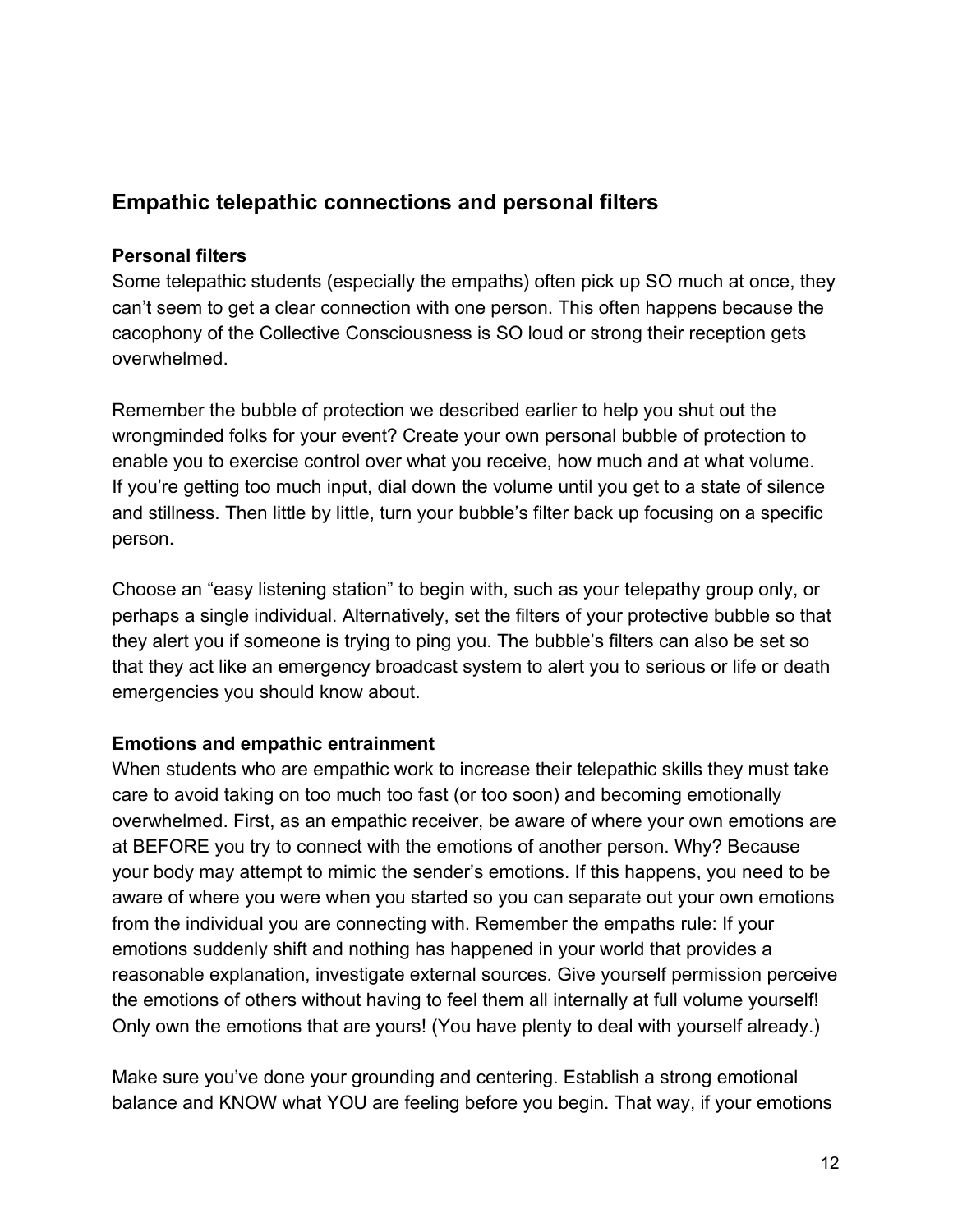## Empathic telepathic connections and personal filters

### Personal filters

Some telepathic students (especially the empaths) often pick up SO much at once, they can't seem to get a clear connection with one person. This often happens because the cacophony of the Collective Consciousness is SO loud or strong their reception gets overwhelmed.

Remember the bubble of protection we described earlier to help you shut out the wrongminded folks for your event? Create your own personal bubble of protection to enable you to exercise control over what you receive, how much and at what volume. If you're getting too much input, dial down the volume until you get to a state of silence and stillness. Then little by little, turn your bubble's filter back up focusing on a specific person.

Choose an "easy listening station" to begin with, such as your telepathy group only, or perhaps a single individual. Alternatively, set the filters of your protective bubble so that they alert you if someone is trying to ping you. The bubble's filters can also be set so that they act like an emergency broadcast system to alert you to serious or life or death emergencies you should know about.

### Emotions and empathic entrainment

When students who are empathic work to increase their telepathic skills they must take care to avoid taking on too much too fast (or too soon) and becoming emotionally overwhelmed. First, as an empathic receiver, be aware of where your own emotions are at BEFORE you try to connect with the emotions of another person. Why? Because your body may attempt to mimic the sender's emotions. If this happens, you need to be aware of where you were when you started so you can separate out your own emotions from the individual you are connecting with. Remember the empaths rule: If your emotions suddenly shift and nothing has happened in your world that provides a reasonable explanation, investigate external sources. Give yourself permission perceive the emotions of others without having to feel them all internally at full volume yourself! Only own the emotions that are yours! (You have plenty to deal with yourself already.)

Make sure you've done your grounding and centering. Establish a strong emotional balance and KNOW what YOU are feeling before you begin. That way, if your emotions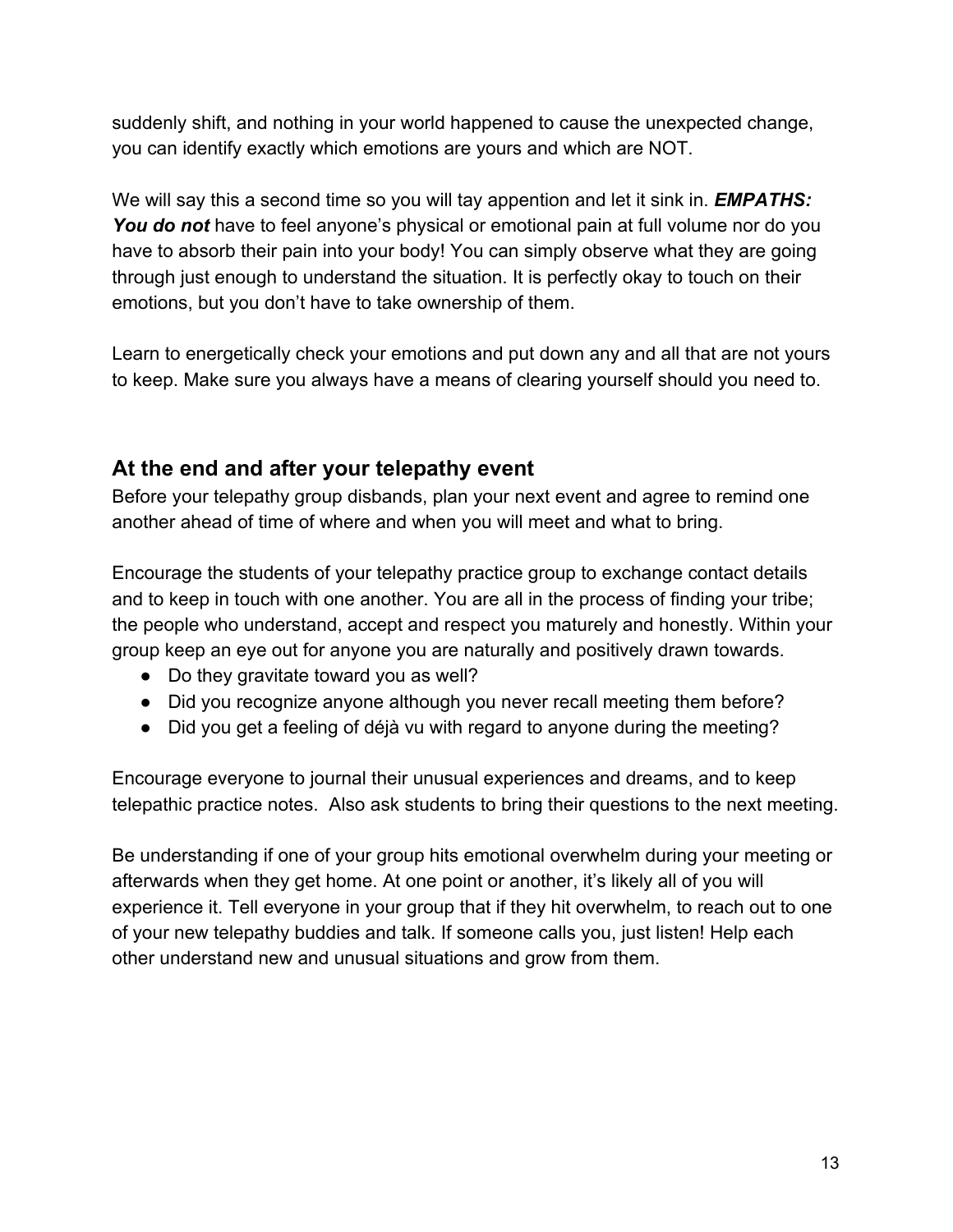suddenly shift, and nothing in your world happened to cause the unexpected change, you can identify exactly which emotions are yours and which are NOT.

We will say this a second time so you will tay appention and let it sink in. ***EMPATHS: You do not*** have to feel anyone's physical or emotional pain at full volume nor do you have to absorb their pain into your body! You can simply observe what they are going through just enough to understand the situation. It is perfectly okay to touch on their emotions, but you don't have to take ownership of them.

Learn to energetically check your emotions and put down any and all that are not yours to keep. Make sure you always have a means of clearing yourself should you need to.

## At the end and after your telepathy event

Before your telepathy group disbands, plan your next event and agree to remind one another ahead of time of where and when you will meet and what to bring.

Encourage the students of your telepathy practice group to exchange contact details and to keep in touch with one another. You are all in the process of finding your tribe; the people who understand, accept and respect you maturely and honestly. Within your group keep an eye out for anyone you are naturally and positively drawn towards.

- Do they gravitate toward you as well?
- Did you recognize anyone although you never recall meeting them before?
- Did you get a feeling of déjà vu with regard to anyone during the meeting?

Encourage everyone to journal their unusual experiences and dreams, and to keep telepathic practice notes. Also ask students to bring their questions to the next meeting.

Be understanding if one of your group hits emotional overwhelm during your meeting or afterwards when they get home. At one point or another, it's likely all of you will experience it. Tell everyone in your group that if they hit overwhelm, to reach out to one of your new telepathy buddies and talk. If someone calls you, just listen! Help each other understand new and unusual situations and grow from them.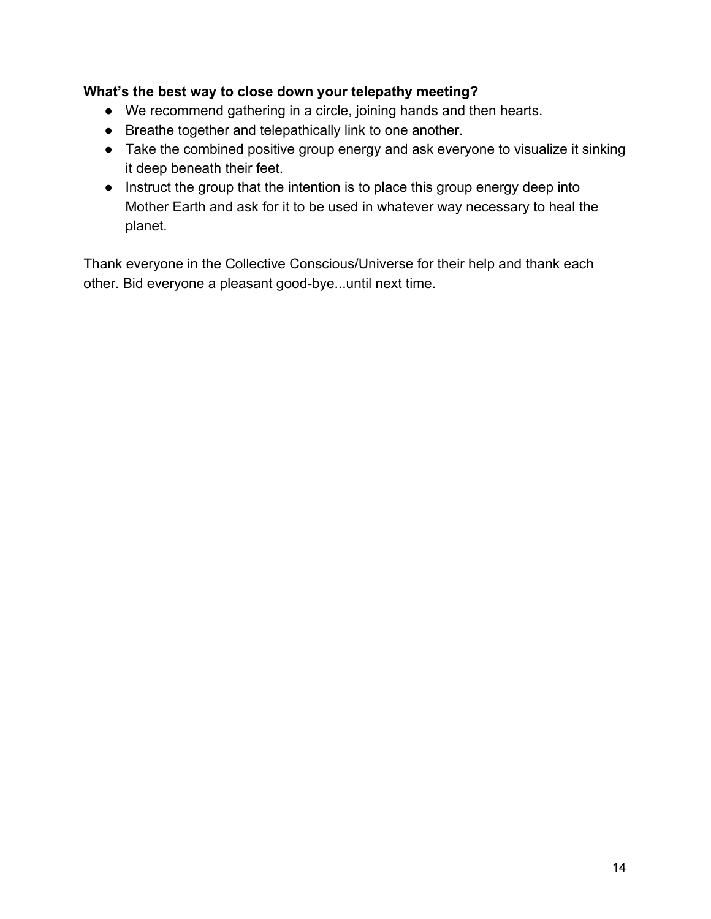**What's the best way to close down your telepathy meeting?**

- We recommend gathering in a circle, joining hands and then hearts.
- Breathe together and telepathically link to one another.
- Take the combined positive group energy and ask everyone to visualize it sinking it deep beneath their feet.
- Instruct the group that the intention is to place this group energy deep into Mother Earth and ask for it to be used in whatever way necessary to heal the planet.

Thank everyone in the Collective Conscious/Universe for their help and thank each other. Bid everyone a pleasant good-bye...until next time.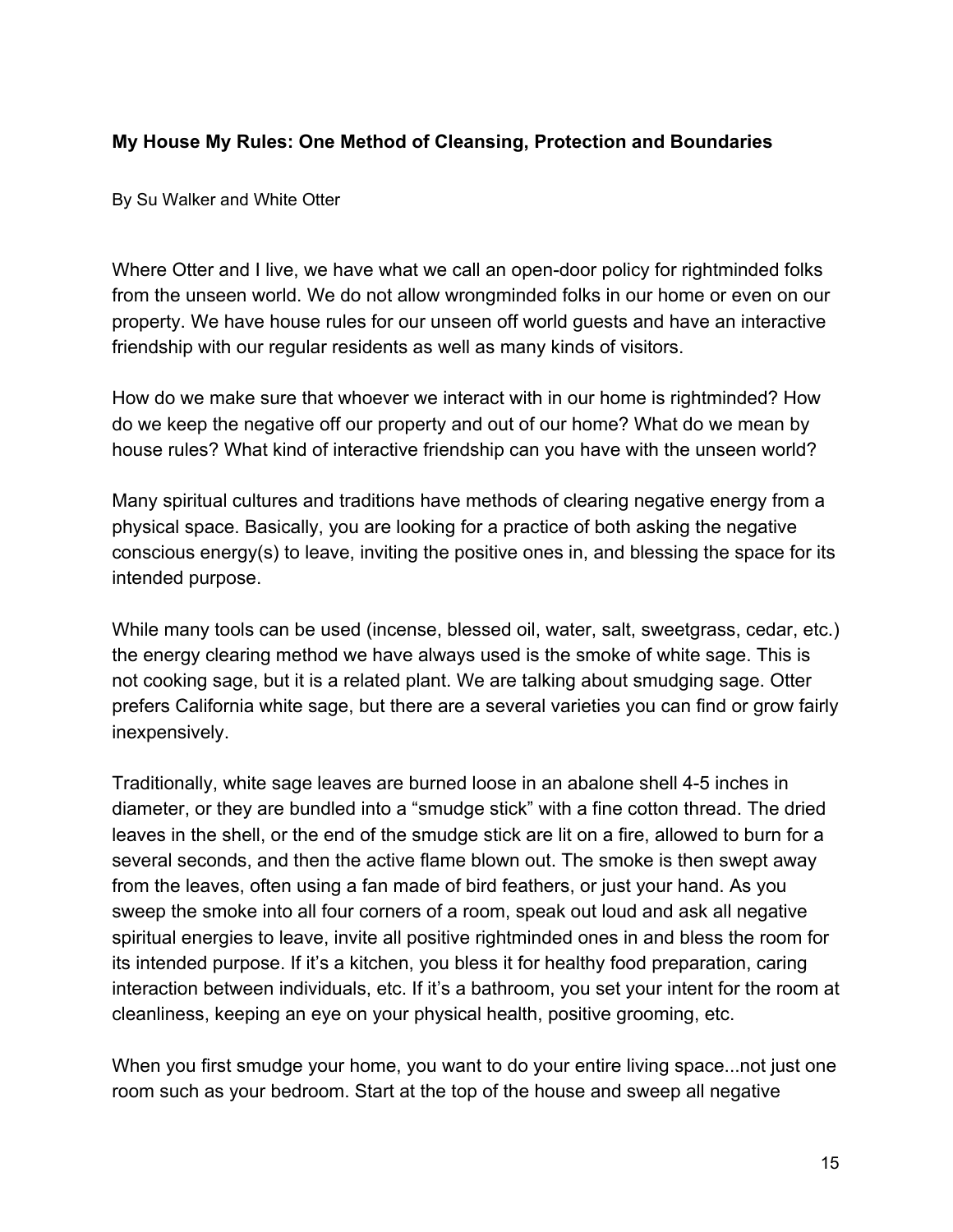**My House My Rules: One Method of Cleansing, Protection and Boundaries**

By Su Walker and White Otter

Where Otter and I live, we have what we call an open-door policy for rightminded folks from the unseen world. We do not allow wrongminded folks in our home or even on our property. We have house rules for our unseen off world guests and have an interactive friendship with our regular residents as well as many kinds of visitors.

How do we make sure that whoever we interact with in our home is rightminded? How do we keep the negative off our property and out of our home? What do we mean by house rules? What kind of interactive friendship can you have with the unseen world?

Many spiritual cultures and traditions have methods of clearing negative energy from a physical space. Basically, you are looking for a practice of both asking the negative conscious energy(s) to leave, inviting the positive ones in, and blessing the space for its intended purpose.

While many tools can be used (incense, blessed oil, water, salt, sweetgrass, cedar, etc.) the energy clearing method we have always used is the smoke of white sage. This is not cooking sage, but it is a related plant. We are talking about smudging sage. Otter prefers California white sage, but there are a several varieties you can find or grow fairly inexpensively.

Traditionally, white sage leaves are burned loose in an abalone shell 4-5 inches in diameter, or they are bundled into a "smudge stick" with a fine cotton thread. The dried leaves in the shell, or the end of the smudge stick are lit on a fire, allowed to burn for a several seconds, and then the active flame blown out. The smoke is then swept away from the leaves, often using a fan made of bird feathers, or just your hand. As you sweep the smoke into all four corners of a room, speak out loud and ask all negative spiritual energies to leave, invite all positive rightminded ones in and bless the room for its intended purpose. If it's a kitchen, you bless it for healthy food preparation, caring interaction between individuals, etc. If it's a bathroom, you set your intent for the room at cleanliness, keeping an eye on your physical health, positive grooming, etc.

When you first smudge your home, you want to do your entire living space...not just one room such as your bedroom. Start at the top of the house and sweep all negative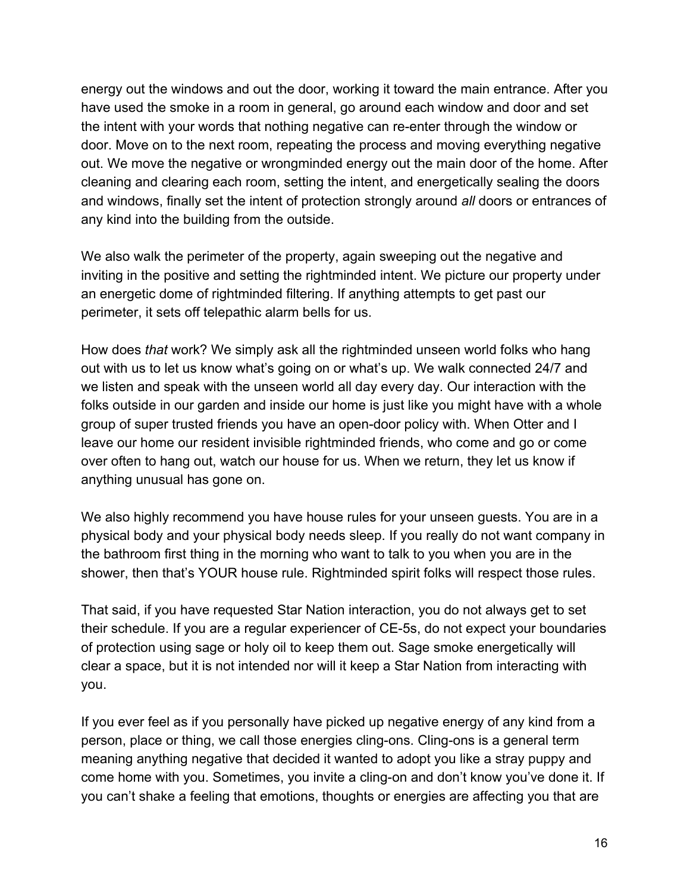energy out the windows and out the door, working it toward the main entrance. After you have used the smoke in a room in general, go around each window and door and set the intent with your words that nothing negative can re-enter through the window or door. Move on to the next room, repeating the process and moving everything negative out. We move the negative or wrongminded energy out the main door of the home. After cleaning and clearing each room, setting the intent, and energetically sealing the doors and windows, finally set the intent of protection strongly around *all* doors or entrances of any kind into the building from the outside.

We also walk the perimeter of the property, again sweeping out the negative and inviting in the positive and setting the rightminded intent. We picture our property under an energetic dome of rightminded filtering. If anything attempts to get past our perimeter, it sets off telepathic alarm bells for us.

How does *that* work? We simply ask all the rightminded unseen world folks who hang out with us to let us know what's going on or what's up. We walk connected 24/7 and we listen and speak with the unseen world all day every day. Our interaction with the folks outside in our garden and inside our home is just like you might have with a whole group of super trusted friends you have an open-door policy with. When Otter and I leave our home our resident invisible rightminded friends, who come and go or come over often to hang out, watch our house for us. When we return, they let us know if anything unusual has gone on.

We also highly recommend you have house rules for your unseen guests. You are in a physical body and your physical body needs sleep. If you really do not want company in the bathroom first thing in the morning who want to talk to you when you are in the shower, then that's YOUR house rule. Rightminded spirit folks will respect those rules.

That said, if you have requested Star Nation interaction, you do not always get to set their schedule. If you are a regular experiencer of CE-5s, do not expect your boundaries of protection using sage or holy oil to keep them out. Sage smoke energetically will clear a space, but it is not intended nor will it keep a Star Nation from interacting with you.

If you ever feel as if you personally have picked up negative energy of any kind from a person, place or thing, we call those energies cling-ons. Cling-ons is a general term meaning anything negative that decided it wanted to adopt you like a stray puppy and come home with you. Sometimes, you invite a cling-on and don't know you've done it. If you can't shake a feeling that emotions, thoughts or energies are affecting you that are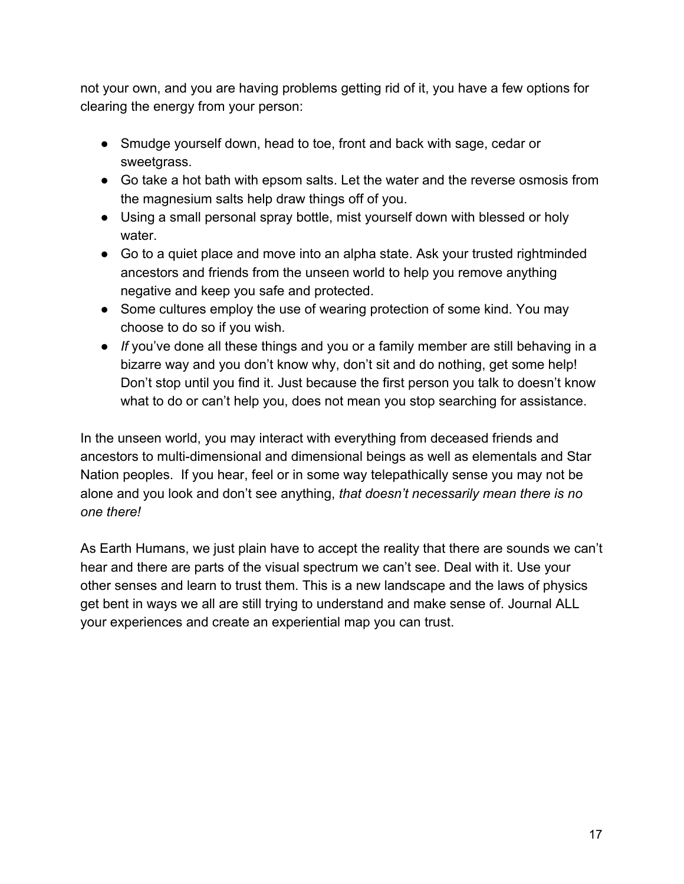not your own, and you are having problems getting rid of it, you have a few options for clearing the energy from your person:

- Smudge yourself down, head to toe, front and back with sage, cedar or sweetgrass.
- Go take a hot bath with epsom salts. Let the water and the reverse osmosis from the magnesium salts help draw things off of you.
- Using a small personal spray bottle, mist yourself down with blessed or holy water.
- Go to a quiet place and move into an alpha state. Ask your trusted rightminded ancestors and friends from the unseen world to help you remove anything negative and keep you safe and protected.
- Some cultures employ the use of wearing protection of some kind. You may choose to do so if you wish.
- *If* you've done all these things and you or a family member are still behaving in a bizarre way and you don't know why, don't sit and do nothing, get some help! Don't stop until you find it. Just because the first person you talk to doesn't know what to do or can't help you, does not mean you stop searching for assistance.

In the unseen world, you may interact with everything from deceased friends and ancestors to multi-dimensional and dimensional beings as well as elementals and Star Nation peoples. If you hear, feel or in some way telepathically sense you may not be alone and you look and don't see anything, *that doesn't necessarily mean there is no one there!*

As Earth Humans, we just plain have to accept the reality that there are sounds we can't hear and there are parts of the visual spectrum we can't see. Deal with it. Use your other senses and learn to trust them. This is a new landscape and the laws of physics get bent in ways we all are still trying to understand and make sense of. Journal ALL your experiences and create an experiential map you can trust.